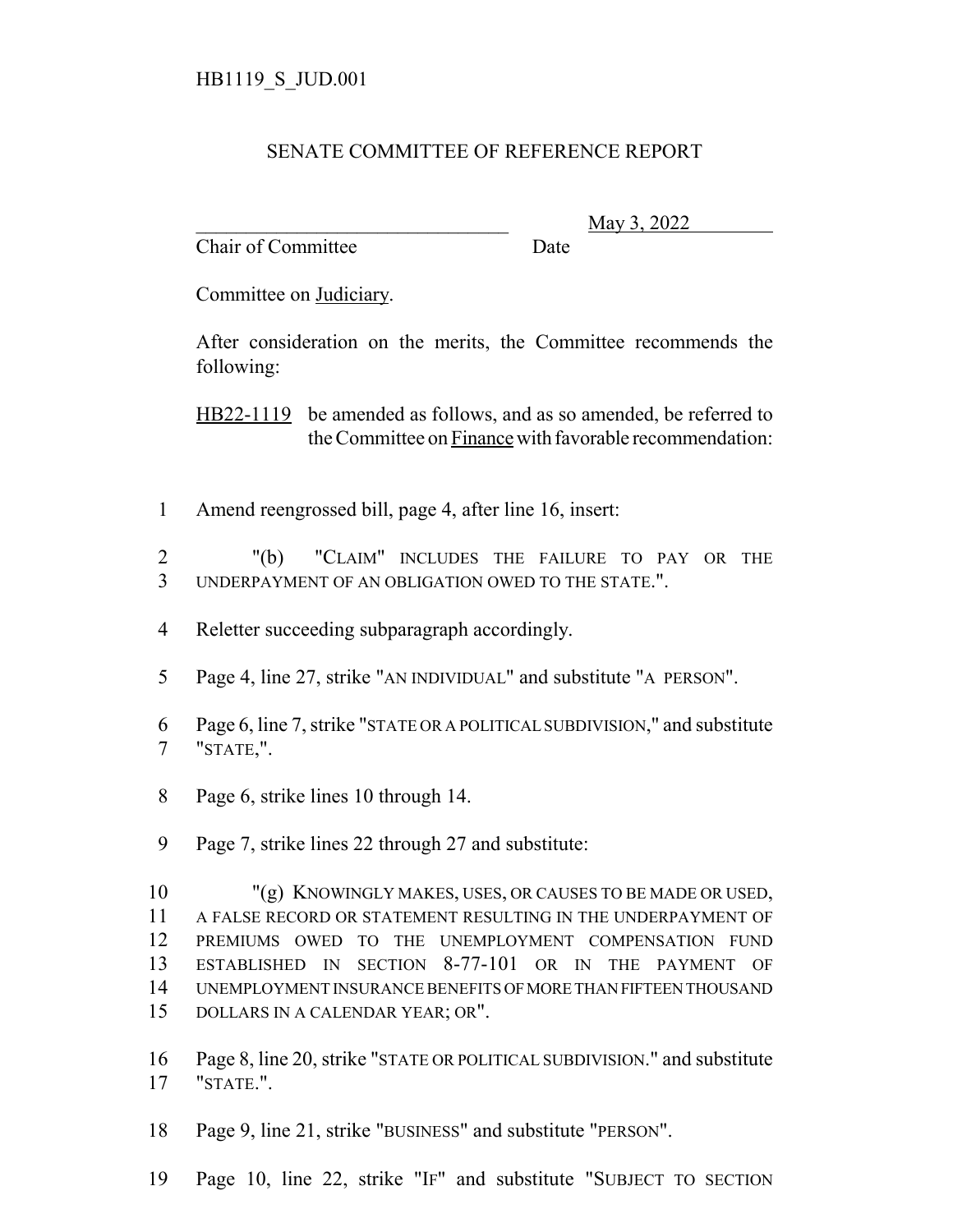HB1119_S_JUD.001

SENATE COMMITTEE OF REFERENCE REPORT

________________________________ May 3, 2022

Chair of Committee Date

Committee on Judiciary.

After consideration on the merits, the Committee recommends the following:

HB22-1119 be amended as follows, and as so amended, be referred to the Committee on Finance with favorable recommendation:

1 Amend reengrossed bill, page 4, after line 16, insert:

2 "(b) "CLAIM" INCLUDES THE FAILURE TO PAY OR THE
3 UNDERPAYMENT OF AN OBLIGATION OWED TO THE STATE.".

4 Reletter succeeding subparagraph accordingly.

5 Page 4, line 27, strike "AN INDIVIDUAL" and substitute "A PERSON".

6 Page 6, line 7, strike "STATE OR A POLITICAL SUBDIVISION," and substitute
7 "STATE,".

8 Page 6, strike lines 10 through 14.

9 Page 7, strike lines 22 through 27 and substitute:

10 "(g) KNOWINGLY MAKES, USES, OR CAUSES TO BE MADE OR USED,
11 A FALSE RECORD OR STATEMENT RESULTING IN THE UNDERPAYMENT OF
12 PREMIUMS OWED TO THE UNEMPLOYMENT COMPENSATION FUND
13 ESTABLISHED IN SECTION 8-77-101 OR IN THE PAYMENT OF
14 UNEMPLOYMENT INSURANCE BENEFITS OF MORE THAN FIFTEEN THOUSAND
15 DOLLARS IN A CALENDAR YEAR; OR".

16 Page 8, line 20, strike "STATE OR POLITICAL SUBDIVISION." and substitute
17 "STATE.".

18 Page 9, line 21, strike "BUSINESS" and substitute "PERSON".

19 Page 10, line 22, strike "IF" and substitute "SUBJECT TO SECTION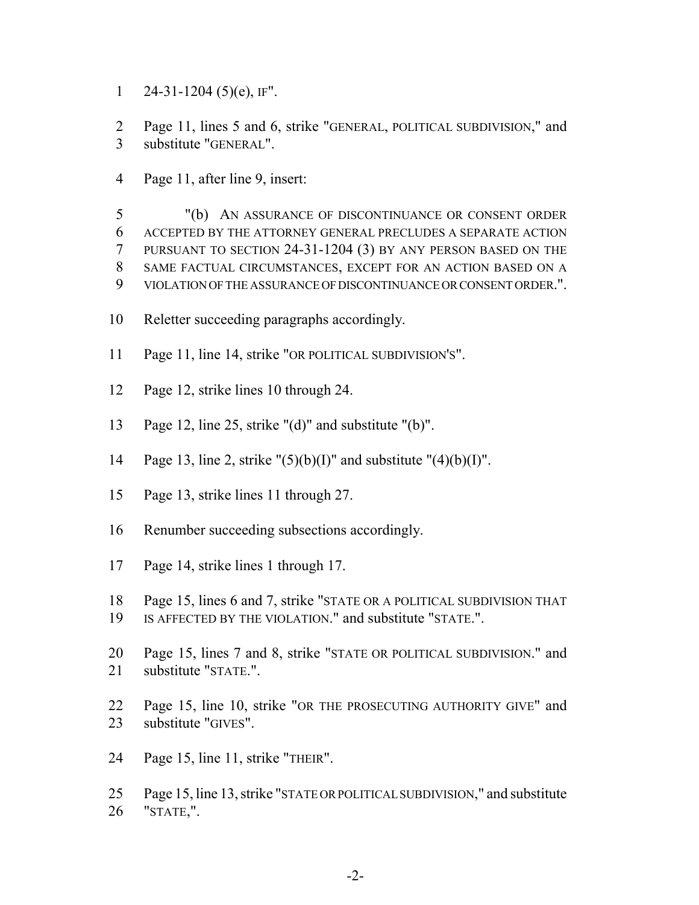1 24-31-1204 (5)(e), IF".

2 Page 11, lines 5 and 6, strike "GENERAL, POLITICAL SUBDIVISION," and
3 substitute "GENERAL".

4 Page 11, after line 9, insert:

5 "(b) AN ASSURANCE OF DISCONTINUANCE OR CONSENT ORDER
6 ACCEPTED BY THE ATTORNEY GENERAL PRECLUDES A SEPARATE ACTION
7 PURSUANT TO SECTION 24-31-1204 (3) BY ANY PERSON BASED ON THE
8 SAME FACTUAL CIRCUMSTANCES, EXCEPT FOR AN ACTION BASED ON A
9 VIOLATION OF THE ASSURANCE OF DISCONTINUANCE OR CONSENT ORDER.".

10 Reletter succeeding paragraphs accordingly.

11 Page 11, line 14, strike "OR POLITICAL SUBDIVISION'S".

12 Page 12, strike lines 10 through 24.

13 Page 12, line 25, strike "(d)" and substitute "(b)".

14 Page 13, line 2, strike "(5)(b)(I)" and substitute "(4)(b)(I)".

15 Page 13, strike lines 11 through 27.

16 Renumber succeeding subsections accordingly.

17 Page 14, strike lines 1 through 17.

18 Page 15, lines 6 and 7, strike "STATE OR A POLITICAL SUBDIVISION THAT
19 IS AFFECTED BY THE VIOLATION." and substitute "STATE.".

20 Page 15, lines 7 and 8, strike "STATE OR POLITICAL SUBDIVISION." and
21 substitute "STATE.".

22 Page 15, line 10, strike "OR THE PROSECUTING AUTHORITY GIVE" and
23 substitute "GIVES".

24 Page 15, line 11, strike "THEIR".

25 Page 15, line 13, strike "STATE OR POLITICAL SUBDIVISION," and substitute
26 "STATE,".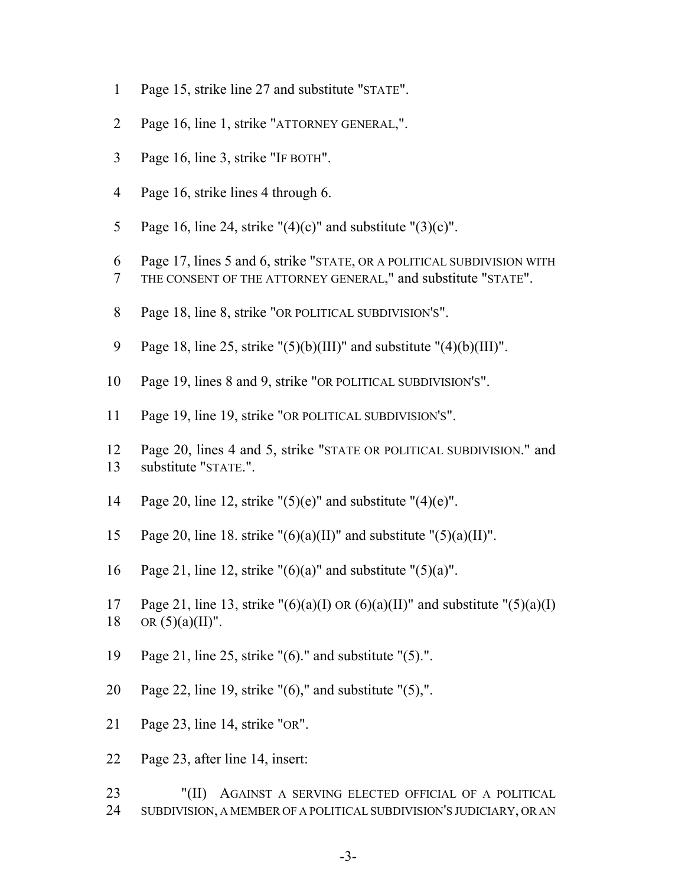1 Page 15, strike line 27 and substitute "STATE".

2 Page 16, line 1, strike "ATTORNEY GENERAL,".

3 Page 16, line 3, strike "IF BOTH".

4 Page 16, strike lines 4 through 6.

5 Page 16, line 24, strike "(4)(c)" and substitute "(3)(c)".

6 Page 17, lines 5 and 6, strike "STATE, OR A POLITICAL SUBDIVISION WITH
7 THE CONSENT OF THE ATTORNEY GENERAL," and substitute "STATE".

8 Page 18, line 8, strike "OR POLITICAL SUBDIVISION'S".

9 Page 18, line 25, strike "(5)(b)(III)" and substitute "(4)(b)(III)".

10 Page 19, lines 8 and 9, strike "OR POLITICAL SUBDIVISION'S".

11 Page 19, line 19, strike "OR POLITICAL SUBDIVISION'S".

12 Page 20, lines 4 and 5, strike "STATE OR POLITICAL SUBDIVISION." and
13 substitute "STATE.".

14 Page 20, line 12, strike "(5)(e)" and substitute "(4)(e)".

15 Page 20, line 18. strike "(6)(a)(II)" and substitute "(5)(a)(II)".

16 Page 21, line 12, strike "(6)(a)" and substitute "(5)(a)".

17 Page 21, line 13, strike "(6)(a)(I) OR (6)(a)(II)" and substitute "(5)(a)(I)
18 OR (5)(a)(II)".

19 Page 21, line 25, strike "(6)." and substitute "(5).".

20 Page 22, line 19, strike "(6)," and substitute "(5),".

21 Page 23, line 14, strike "OR".

22 Page 23, after line 14, insert:

23 "(II) AGAINST A SERVING ELECTED OFFICIAL OF A POLITICAL
24 SUBDIVISION, A MEMBER OF A POLITICAL SUBDIVISION'S JUDICIARY, OR AN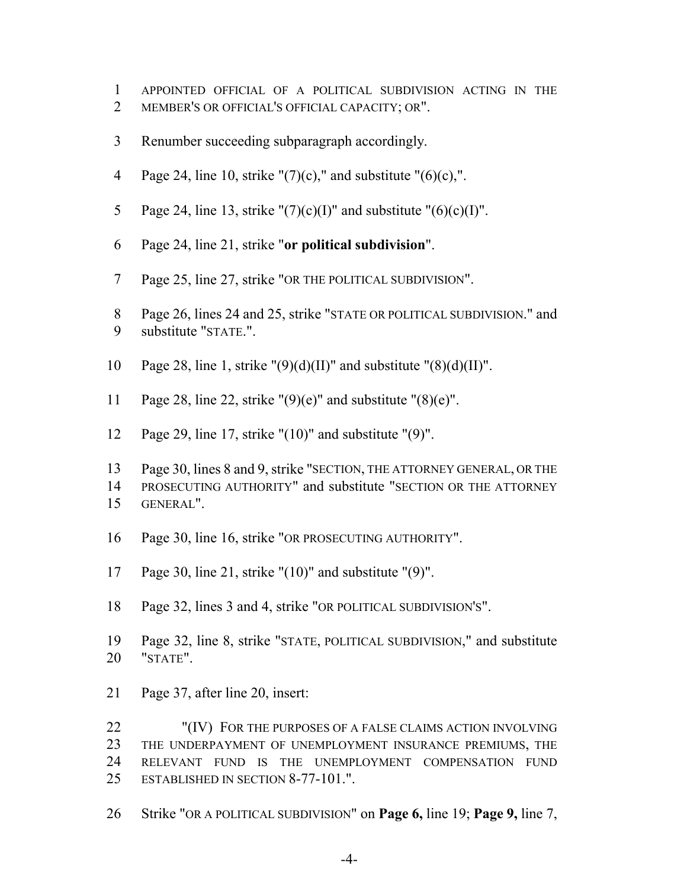APPOINTED OFFICIAL OF A POLITICAL SUBDIVISION ACTING IN THE MEMBER'S OR OFFICIAL'S OFFICIAL CAPACITY; OR".

Renumber succeeding subparagraph accordingly.

Page 24, line 10, strike "(7)(c)," and substitute "(6)(c),".

Page 24, line 13, strike "(7)(c)(I)" and substitute "(6)(c)(I)".

Page 24, line 21, strike "**or political subdivision**".

Page 25, line 27, strike "OR THE POLITICAL SUBDIVISION".

Page 26, lines 24 and 25, strike "STATE OR POLITICAL SUBDIVISION." and substitute "STATE.".

Page 28, line 1, strike "(9)(d)(II)" and substitute "(8)(d)(II)".

Page 28, line 22, strike "(9)(e)" and substitute "(8)(e)".

Page 29, line 17, strike "(10)" and substitute "(9)".

Page 30, lines 8 and 9, strike "SECTION, THE ATTORNEY GENERAL, OR THE PROSECUTING AUTHORITY" and substitute "SECTION OR THE ATTORNEY GENERAL".

Page 30, line 16, strike "OR PROSECUTING AUTHORITY".

Page 30, line 21, strike "(10)" and substitute "(9)".

Page 32, lines 3 and 4, strike "OR POLITICAL SUBDIVISION'S".

Page 32, line 8, strike "STATE, POLITICAL SUBDIVISION," and substitute "STATE".

Page 37, after line 20, insert:

"(IV) FOR THE PURPOSES OF A FALSE CLAIMS ACTION INVOLVING THE UNDERPAYMENT OF UNEMPLOYMENT INSURANCE PREMIUMS, THE RELEVANT FUND IS THE UNEMPLOYMENT COMPENSATION FUND ESTABLISHED IN SECTION 8-77-101.".

Strike "OR A POLITICAL SUBDIVISION" on **Page 6,** line 19; **Page 9,** line 7,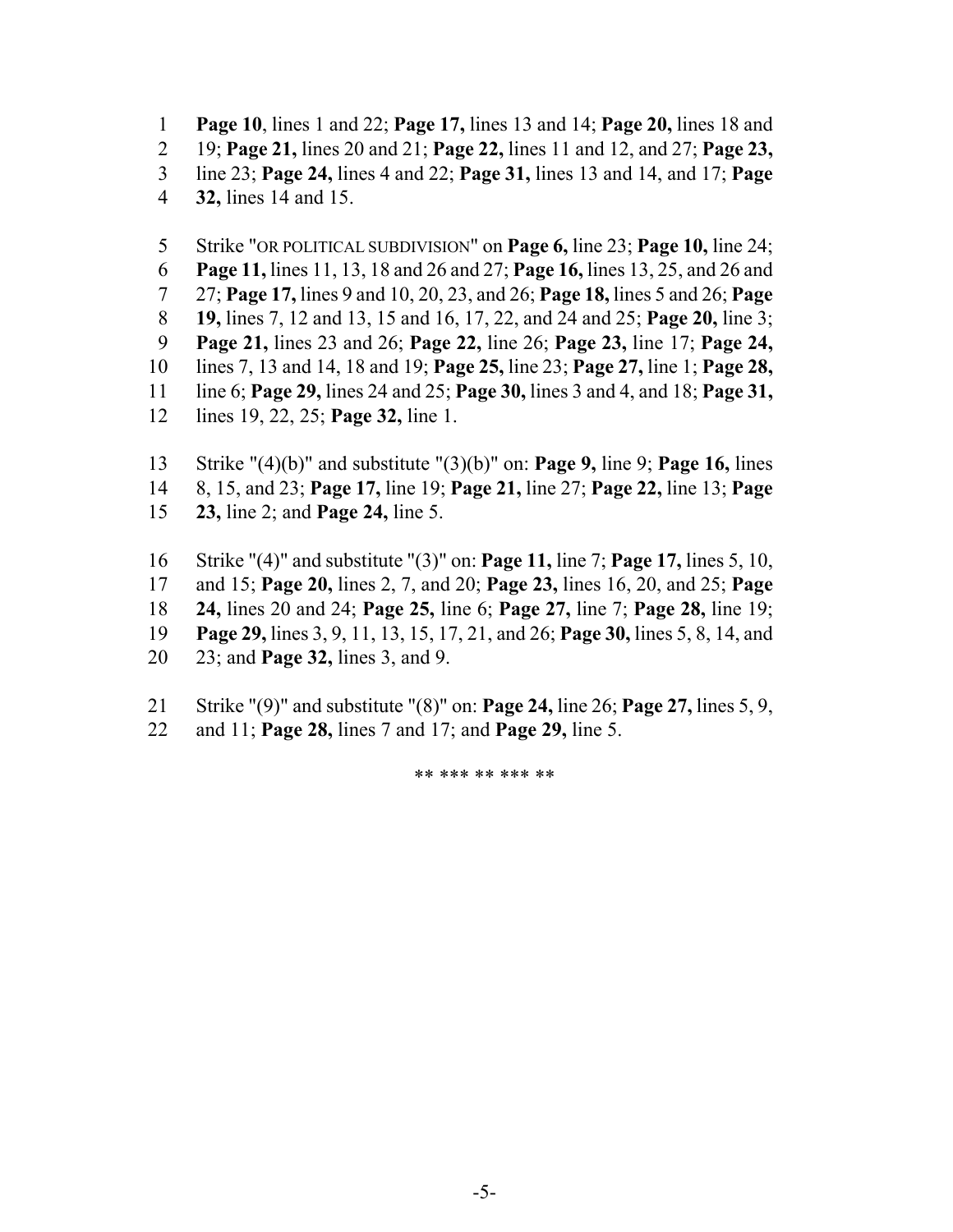**Page 10**, lines 1 and 22; **Page 17,** lines 13 and 14; **Page 20,** lines 18 and 19; **Page 21,** lines 20 and 21; **Page 22,** lines 11 and 12, and 27; **Page 23,** line 23; **Page 24,** lines 4 and 22; **Page 31,** lines 13 and 14, and 17; **Page 32,** lines 14 and 15.

Strike "OR POLITICAL SUBDIVISION" on **Page 6,** line 23; **Page 10,** line 24; **Page 11,** lines 11, 13, 18 and 26 and 27; **Page 16,** lines 13, 25, and 26 and 27; **Page 17,** lines 9 and 10, 20, 23, and 26; **Page 18,** lines 5 and 26; **Page 19,** lines 7, 12 and 13, 15 and 16, 17, 22, and 24 and 25; **Page 20,** line 3; **Page 21,** lines 23 and 26; **Page 22,** line 26; **Page 23,** line 17; **Page 24,** lines 7, 13 and 14, 18 and 19; **Page 25,** line 23; **Page 27,** line 1; **Page 28,** line 6; **Page 29,** lines 24 and 25; **Page 30,** lines 3 and 4, and 18; **Page 31,** lines 19, 22, 25; **Page 32,** line 1.

Strike "(4)(b)" and substitute "(3)(b)" on: **Page 9,** line 9; **Page 16,** lines 8, 15, and 23; **Page 17,** line 19; **Page 21,** line 27; **Page 22,** line 13; **Page 23,** line 2; and **Page 24,** line 5.

Strike "(4)" and substitute "(3)" on: **Page 11,** line 7; **Page 17,** lines 5, 10, and 15; **Page 20,** lines 2, 7, and 20; **Page 23,** lines 16, 20, and 25; **Page 24,** lines 20 and 24; **Page 25,** line 6; **Page 27,** line 7; **Page 28,** line 19; **Page 29,** lines 3, 9, 11, 13, 15, 17, 21, and 26; **Page 30,** lines 5, 8, 14, and 23; and **Page 32,** lines 3, and 9.

Strike "(9)" and substitute "(8)" on: **Page 24,** line 26; **Page 27,** lines 5, 9, and 11; **Page 28,** lines 7 and 17; and **Page 29,** line 5.

** *** ** *** **